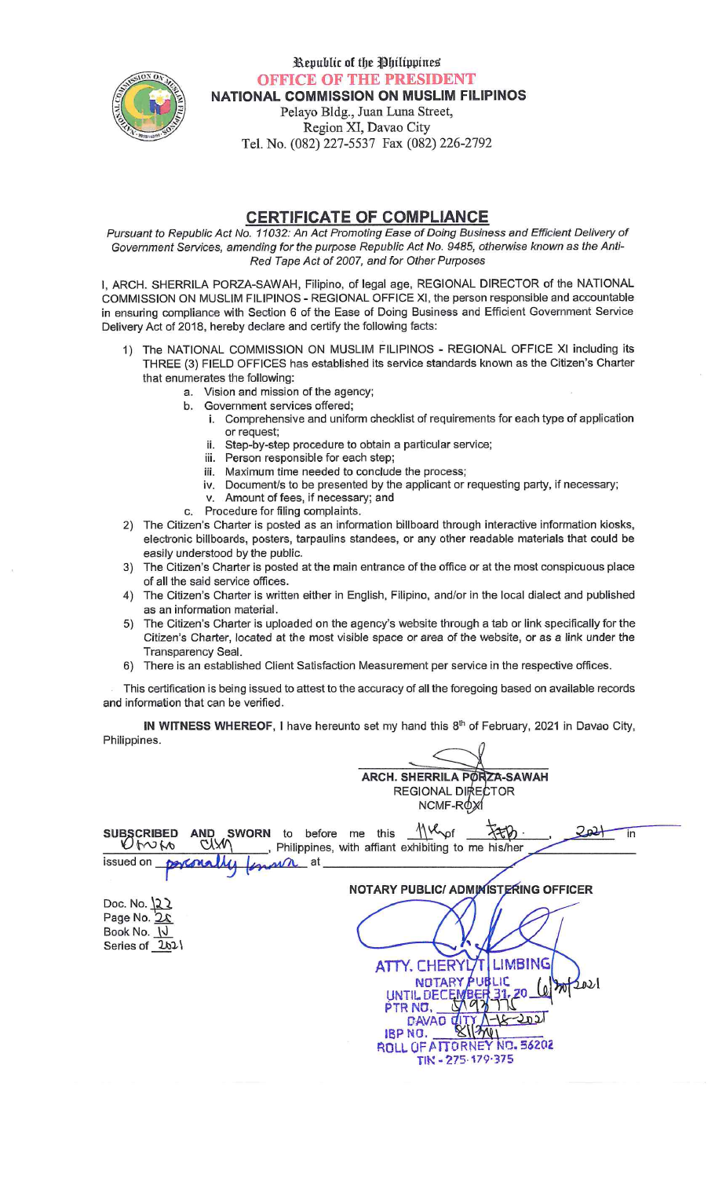Republic of the Philippines
OFFICE OF THE PRESIDENT
**NATIONAL COMMISSION ON MUSLIM FILIPINOS**
Pelayo Bldg., Juan Luna Street,
Region XI, Davao City
Tel. No. (082) 227-5537 Fax (082) 226-2792

# CERTIFICATE OF COMPLIANCE

*Pursuant to Republic Act No. 11032: An Act Promoting Ease of Doing Business and Efficient Delivery of Government Services, amending for the purpose Republic Act No. 9485, otherwise known as the Anti-Red Tape Act of 2007, and for Other Purposes*

I, ARCH. SHERRILA PORZA-SAWAH, Filipino, of legal age, REGIONAL DIRECTOR of the NATIONAL COMMISSION ON MUSLIM FILIPINOS - REGIONAL OFFICE XI, the person responsible and accountable in ensuring compliance with Section 6 of the Ease of Doing Business and Efficient Government Service Delivery Act of 2018, hereby declare and certify the following facts:

1) The NATIONAL COMMISSION ON MUSLIM FILIPINOS - REGIONAL OFFICE XI including its THREE (3) FIELD OFFICES has established its service standards known as the Citizen's Charter that enumerates the following:
   a. Vision and mission of the agency;
   b. Government services offered;
      i. Comprehensive and uniform checklist of requirements for each type of application or request;
      ii. Step-by-step procedure to obtain a particular service;
      iii. Person responsible for each step;
      iii. Maximum time needed to conclude the process;
      iv. Document/s to be presented by the applicant or requesting party, if necessary;
      v. Amount of fees, if necessary; and
   c. Procedure for filing complaints.
2) The Citizen's Charter is posted as an information billboard through interactive information kiosks, electronic billboards, posters, tarpaulins standees, or any other readable materials that could be easily understood by the public.
3) The Citizen's Charter is posted at the main entrance of the office or at the most conspicuous place of all the said service offices.
4) The Citizen's Charter is written either in English, Filipino, and/or in the local dialect and published as an information material.
5) The Citizen's Charter is uploaded on the agency's website through a tab or link specifically for the Citizen's Charter, located at the most visible space or area of the website, or as a link under the Transparency Seal.
6) There is an established Client Satisfaction Measurement per service in the respective offices.

This certification is being issued to attest to the accuracy of all the foregoing based on available records and information that can be verified.

**IN WITNESS WHEREOF**, I have hereunto set my hand this 8th of February, 2021 in Davao City, Philippines.

**ARCH. SHERRILA PORZA-SAWAH**
REGIONAL DIRECTOR
NCMF-ROXI

**SUBSCRIBED AND SWORN** to before me this 11th of Feb., 2021 in Davao City, Philippines, with affiant exhibiting to me his/her ________ issued on personally known at ________

**NOTARY PUBLIC/ ADMINISTERING OFFICER**

Doc. No. 122
Page No. 25
Book No. IV
Series of 2021

ATTY. CHERYL T. LIMBING
NOTARY PUBLIC
UNTIL DECEMBER 31, 20 21
PTR NO. 5493776
DAVAO CITY 1-15-2021
IBP NO. 812761
ROLL OF ATTORNEY NO. 56202
TIN - 275-179-375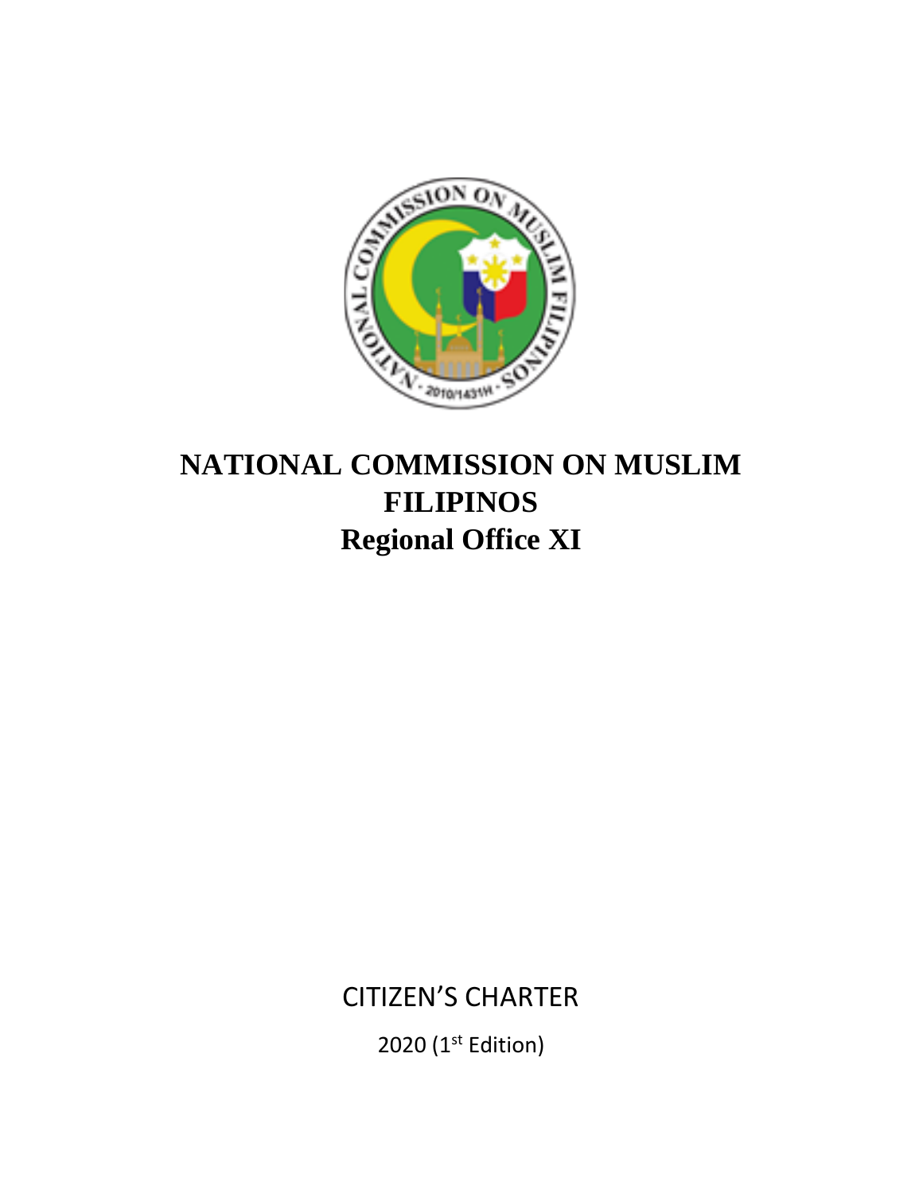# NATIONAL COMMISSION ON MUSLIM FILIPINOS
# Regional Office XI

CITIZEN'S CHARTER

2020 (1st Edition)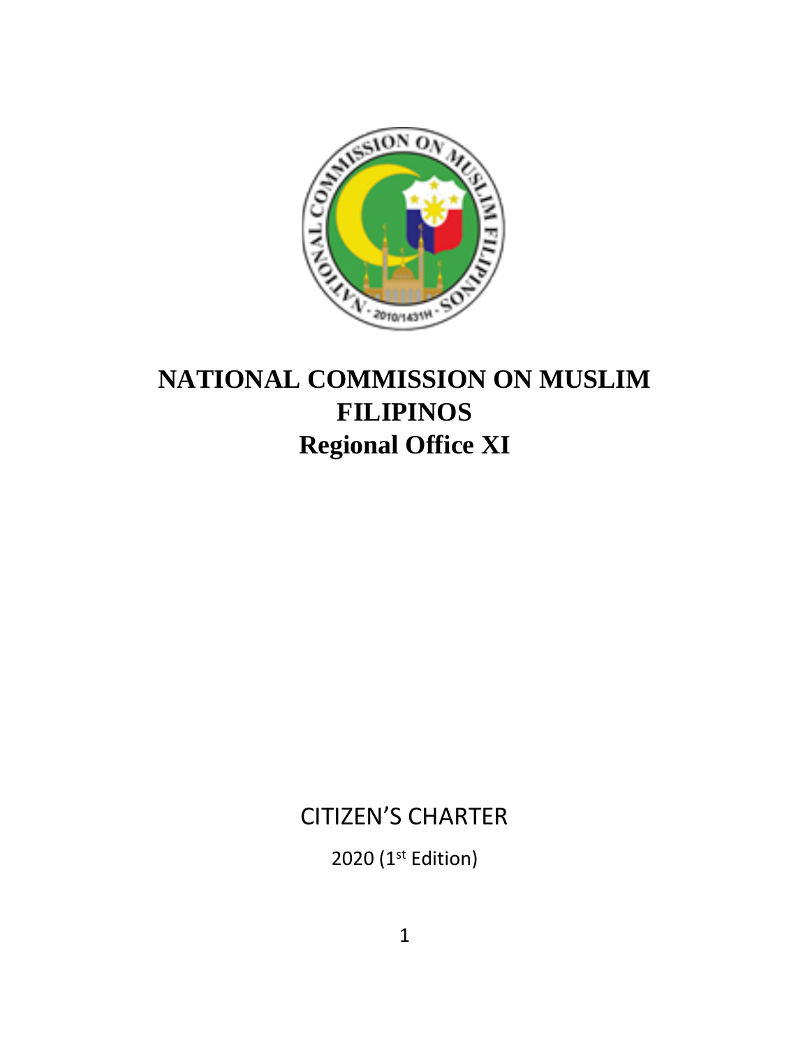# NATIONAL COMMISSION ON MUSLIM FILIPINOS
# Regional Office XI

CITIZEN'S CHARTER

2020 (1st Edition)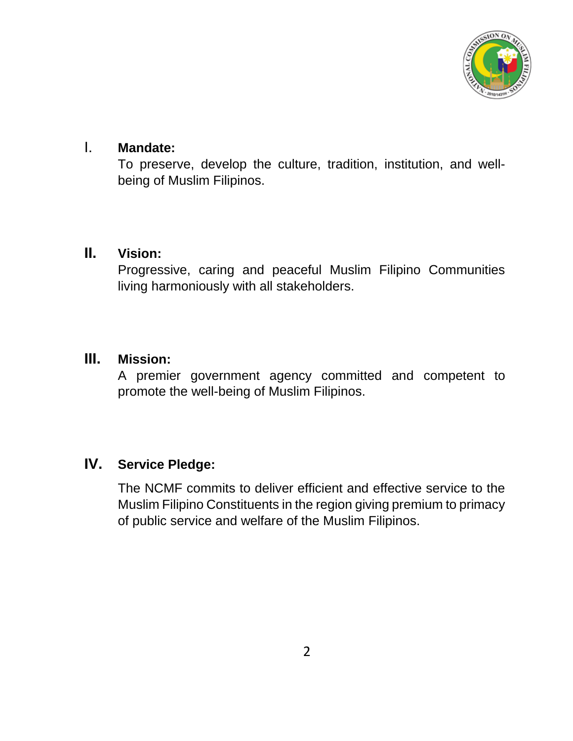## I. Mandate:

To preserve, develop the culture, tradition, institution, and well-being of Muslim Filipinos.

## II. Vision:

Progressive, caring and peaceful Muslim Filipino Communities living harmoniously with all stakeholders.

## III. Mission:

A premier government agency committed and competent to promote the well-being of Muslim Filipinos.

## IV. Service Pledge:

The NCMF commits to deliver efficient and effective service to the Muslim Filipino Constituents in the region giving premium to primacy of public service and welfare of the Muslim Filipinos.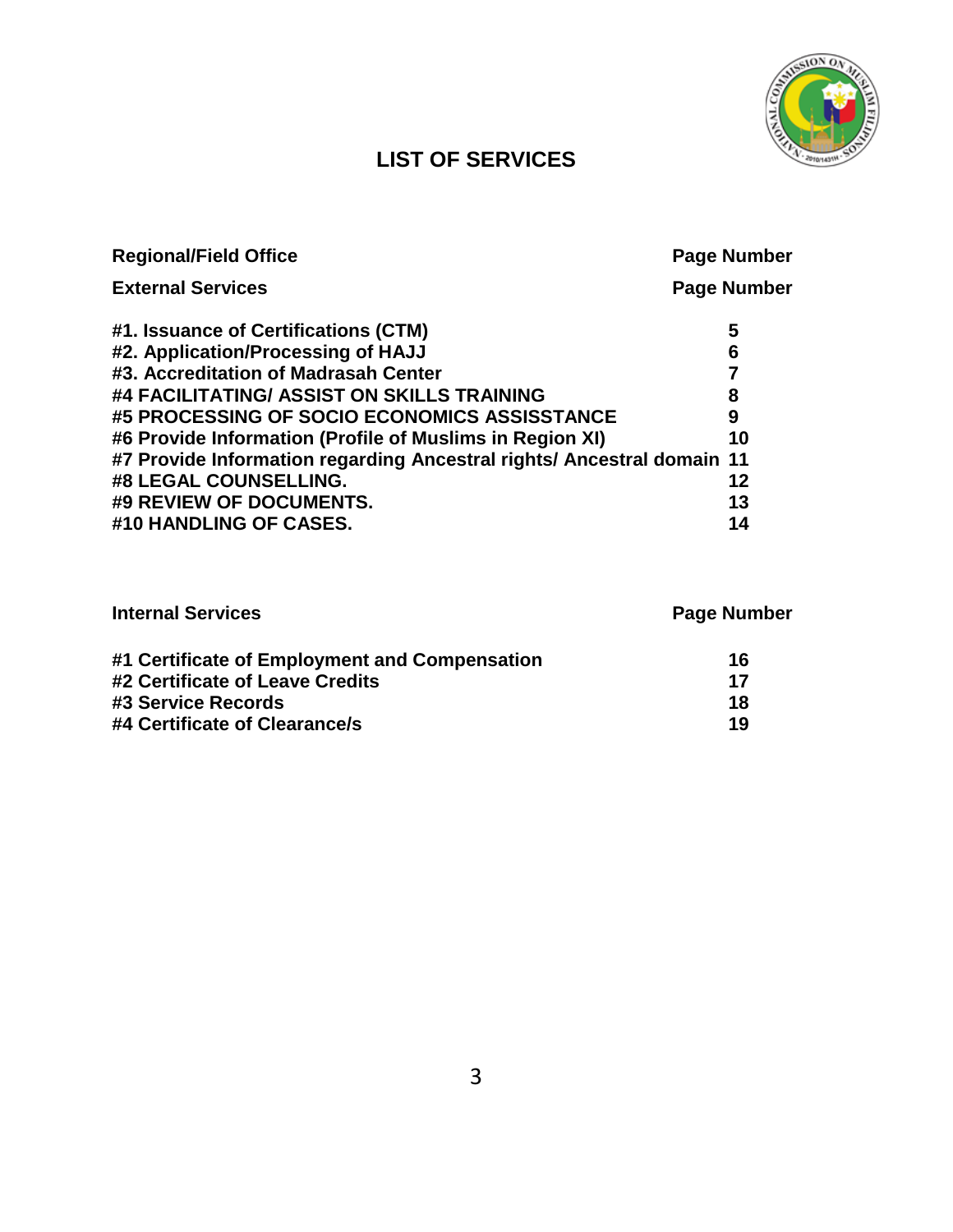# LIST OF SERVICES

| Regional/Field Office | Page Number |
|---|---|
| **External Services** | **Page Number** |
| #1. Issuance of Certifications (CTM) | 5 |
| #2. Application/Processing of HAJJ | 6 |
| #3. Accreditation of Madrasah Center | 7 |
| #4 FACILITATING/ ASSIST ON SKILLS TRAINING | 8 |
| #5 PROCESSING OF SOCIO ECONOMICS ASSISSTANCE | 9 |
| #6 Provide Information (Profile of Muslims in Region XI) | 10 |
| #7 Provide Information regarding Ancestral rights/ Ancestral domain | 11 |
| #8 LEGAL COUNSELLING. | 12 |
| #9 REVIEW OF DOCUMENTS. | 13 |
| #10 HANDLING OF CASES. | 14 |

| Internal Services | Page Number |
|---|---|
| #1 Certificate of Employment and Compensation | 16 |
| #2 Certificate of Leave Credits | 17 |
| #3 Service Records | 18 |
| #4 Certificate of Clearance/s | 19 |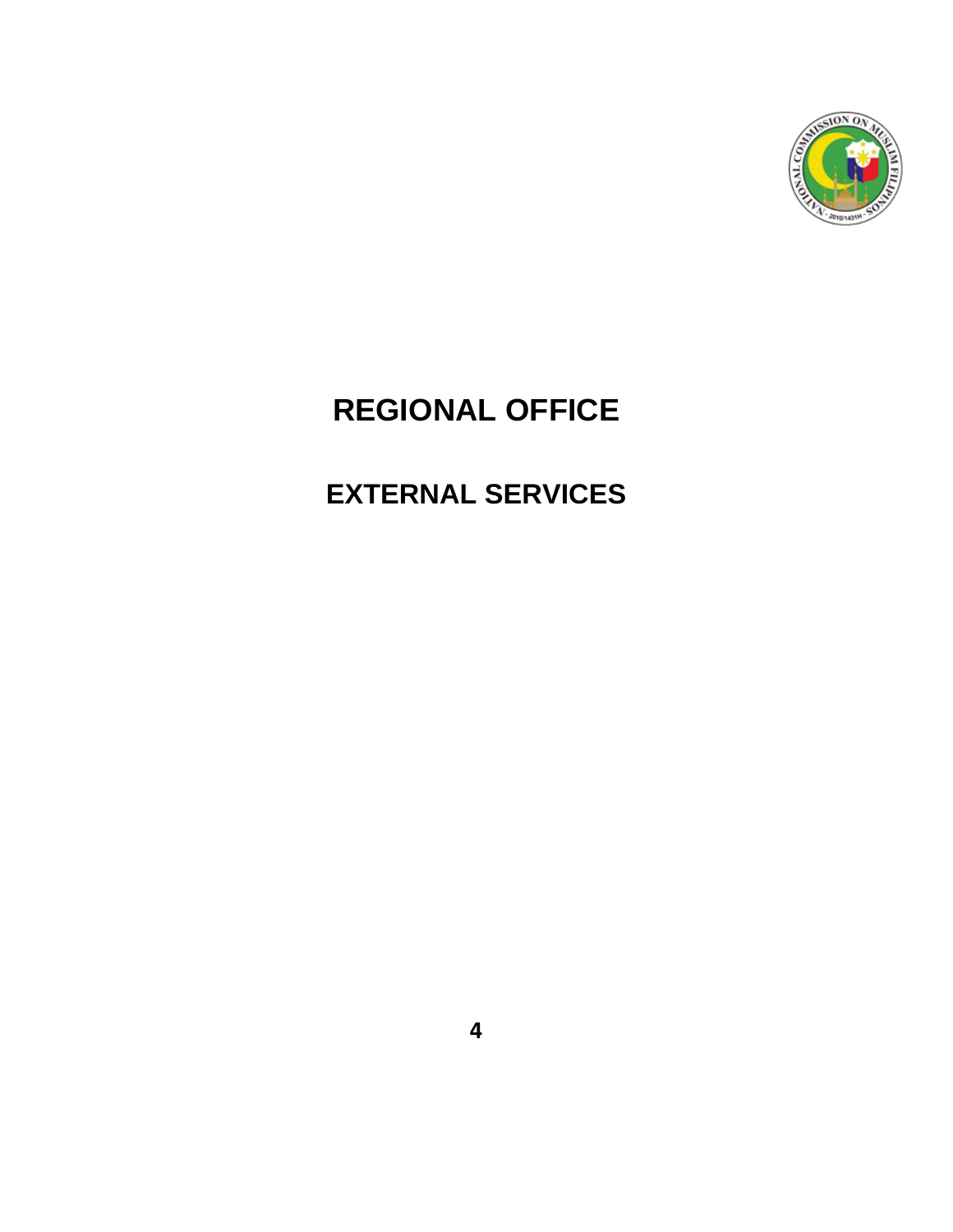# REGIONAL OFFICE

## EXTERNAL SERVICES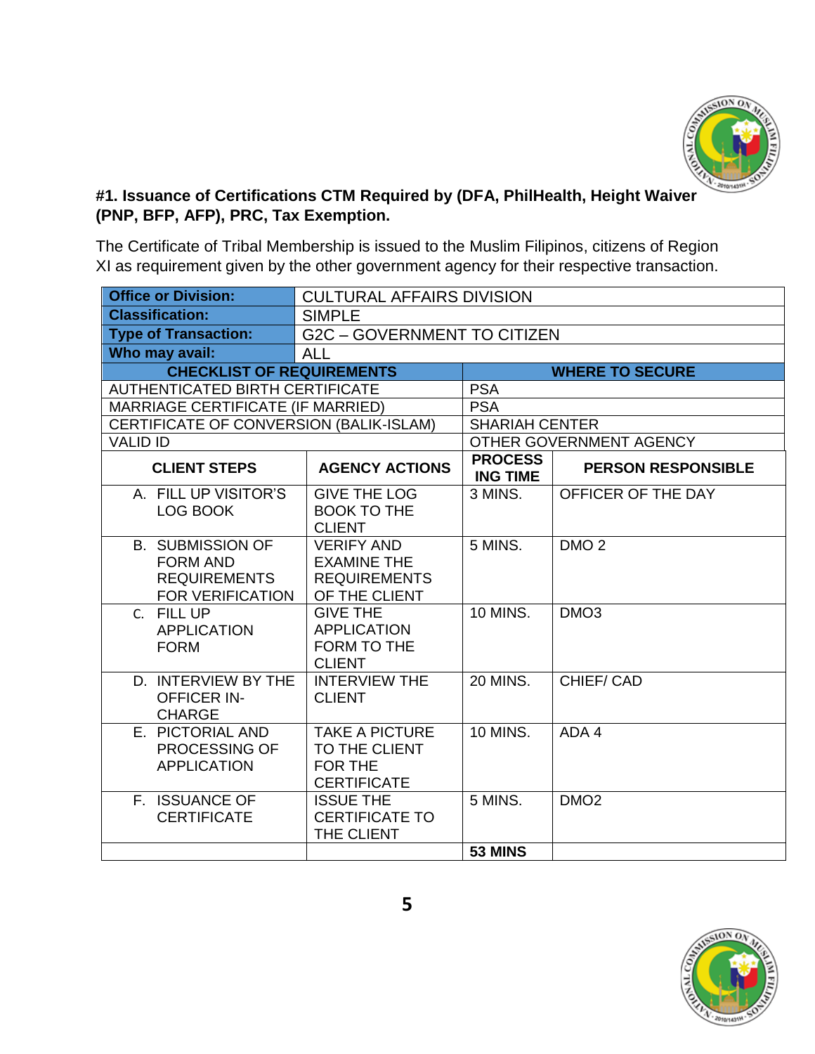**#1. Issuance of Certifications CTM Required by (DFA, PhilHealth, Height Waiver (PNP, BFP, AFP), PRC, Tax Exemption.**

The Certificate of Tribal Membership is issued to the Muslim Filipinos, citizens of Region XI as requirement given by the other government agency for their respective transaction.

| **Office or Division:** | CULTURAL AFFAIRS DIVISION | | |
|---|---|---|---|
| **Classification:** | SIMPLE | | |
| **Type of Transaction:** | G2C – GOVERNMENT TO CITIZEN | | |
| **Who may avail:** | ALL | | |
| **CHECKLIST OF REQUIREMENTS** | | **WHERE TO SECURE** | |
| AUTHENTICATED BIRTH CERTIFICATE | | PSA | |
| MARRIAGE CERTIFICATE (IF MARRIED) | | PSA | |
| CERTIFICATE OF CONVERSION (BALIK-ISLAM) | | SHARIAH CENTER | |
| VALID ID | | OTHER GOVERNMENT AGENCY | |
| **CLIENT STEPS** | **AGENCY ACTIONS** | **PROCESSING TIME** | **PERSON RESPONSIBLE** |
| A. FILL UP VISITOR'S LOG BOOK | GIVE THE LOG BOOK TO THE CLIENT | 3 MINS. | OFFICER OF THE DAY |
| B. SUBMISSION OF FORM AND REQUIREMENTS FOR VERIFICATION | VERIFY AND EXAMINE THE REQUIREMENTS OF THE CLIENT | 5 MINS. | DMO 2 |
| C. FILL UP APPLICATION FORM | GIVE THE APPLICATION FORM TO THE CLIENT | 10 MINS. | DMO3 |
| D. INTERVIEW BY THE OFFICER IN-CHARGE | INTERVIEW THE CLIENT | 20 MINS. | CHIEF/ CAD |
| E. PICTORIAL AND PROCESSING OF APPLICATION | TAKE A PICTURE TO THE CLIENT FOR THE CERTIFICATE | 10 MINS. | ADA 4 |
| F. ISSUANCE OF CERTIFICATE | ISSUE THE CERTIFICATE TO THE CLIENT | 5 MINS. | DMO2 |
| | | **53 MINS** | |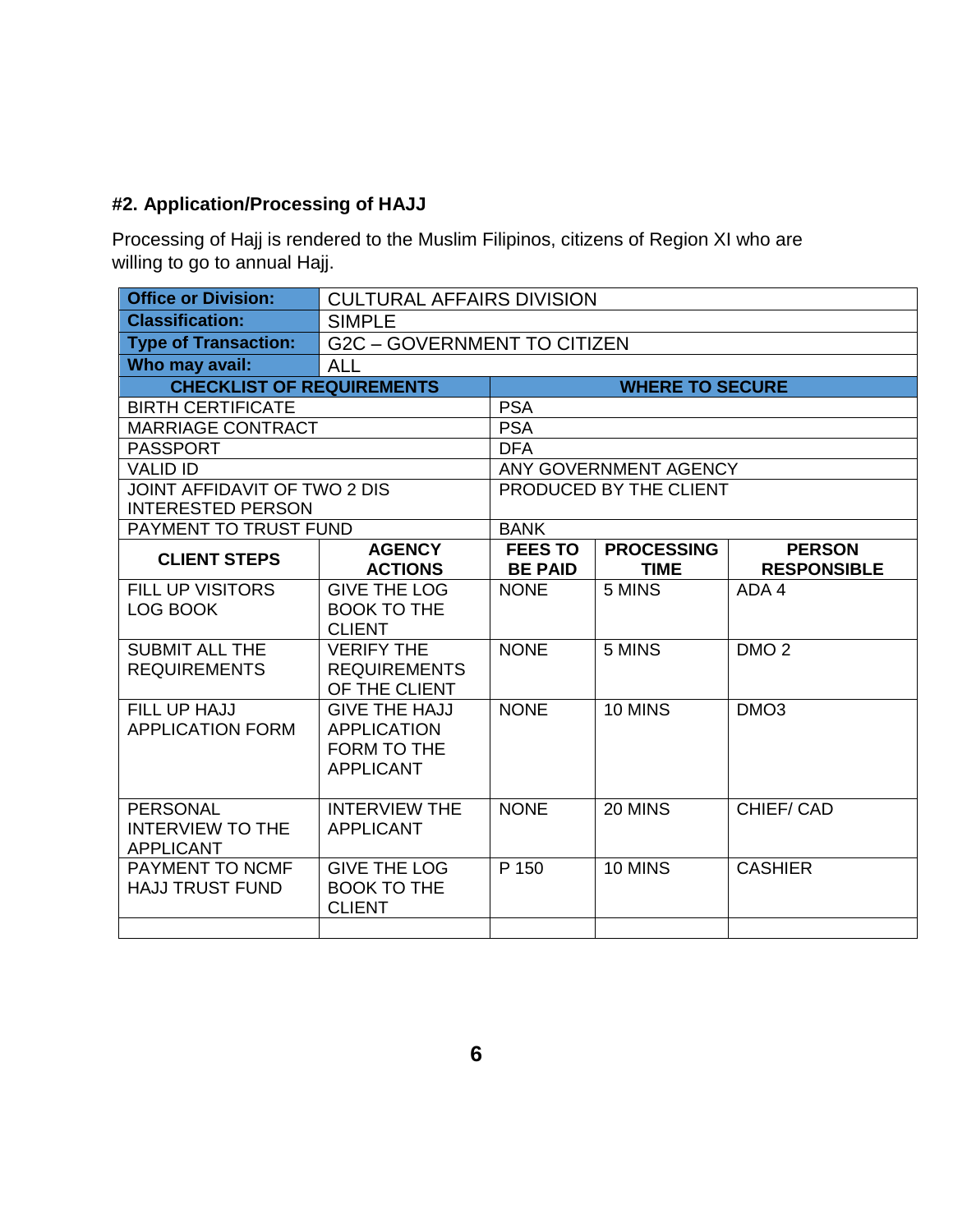### #2. Application/Processing of HAJJ

Processing of Hajj is rendered to the Muslim Filipinos, citizens of Region XI who are willing to go to annual Hajj.

| **Office or Division:** | CULTURAL AFFAIRS DIVISION | | | |
|---|---|---|---|---|
| **Classification:** | SIMPLE | | | |
| **Type of Transaction:** | G2C – GOVERNMENT TO CITIZEN | | | |
| **Who may avail:** | ALL | | | |
| **CHECKLIST OF REQUIREMENTS** | | **WHERE TO SECURE** | | |
| BIRTH CERTIFICATE | | PSA | | |
| MARRIAGE CONTRACT | | PSA | | |
| PASSPORT | | DFA | | |
| VALID ID | | ANY GOVERNMENT AGENCY | | |
| JOINT AFFIDAVIT OF TWO 2 DIS INTERESTED PERSON | | PRODUCED BY THE CLIENT | | |
| PAYMENT TO TRUST FUND | | BANK | | |
| **CLIENT STEPS** | **AGENCY ACTIONS** | **FEES TO BE PAID** | **PROCESSING TIME** | **PERSON RESPONSIBLE** |
| FILL UP VISITORS LOG BOOK | GIVE THE LOG BOOK TO THE CLIENT | NONE | 5 MINS | ADA 4 |
| SUBMIT ALL THE REQUIREMENTS | VERIFY THE REQUIREMENTS OF THE CLIENT | NONE | 5 MINS | DMO 2 |
| FILL UP HAJJ APPLICATION FORM | GIVE THE HAJJ APPLICATION FORM TO THE APPLICANT | NONE | 10 MINS | DMO3 |
| PERSONAL INTERVIEW TO THE APPLICANT | INTERVIEW THE APPLICANT | NONE | 20 MINS | CHIEF/ CAD |
| PAYMENT TO NCMF HAJJ TRUST FUND | GIVE THE LOG BOOK TO THE CLIENT | P 150 | 10 MINS | CASHIER |
| | | | | |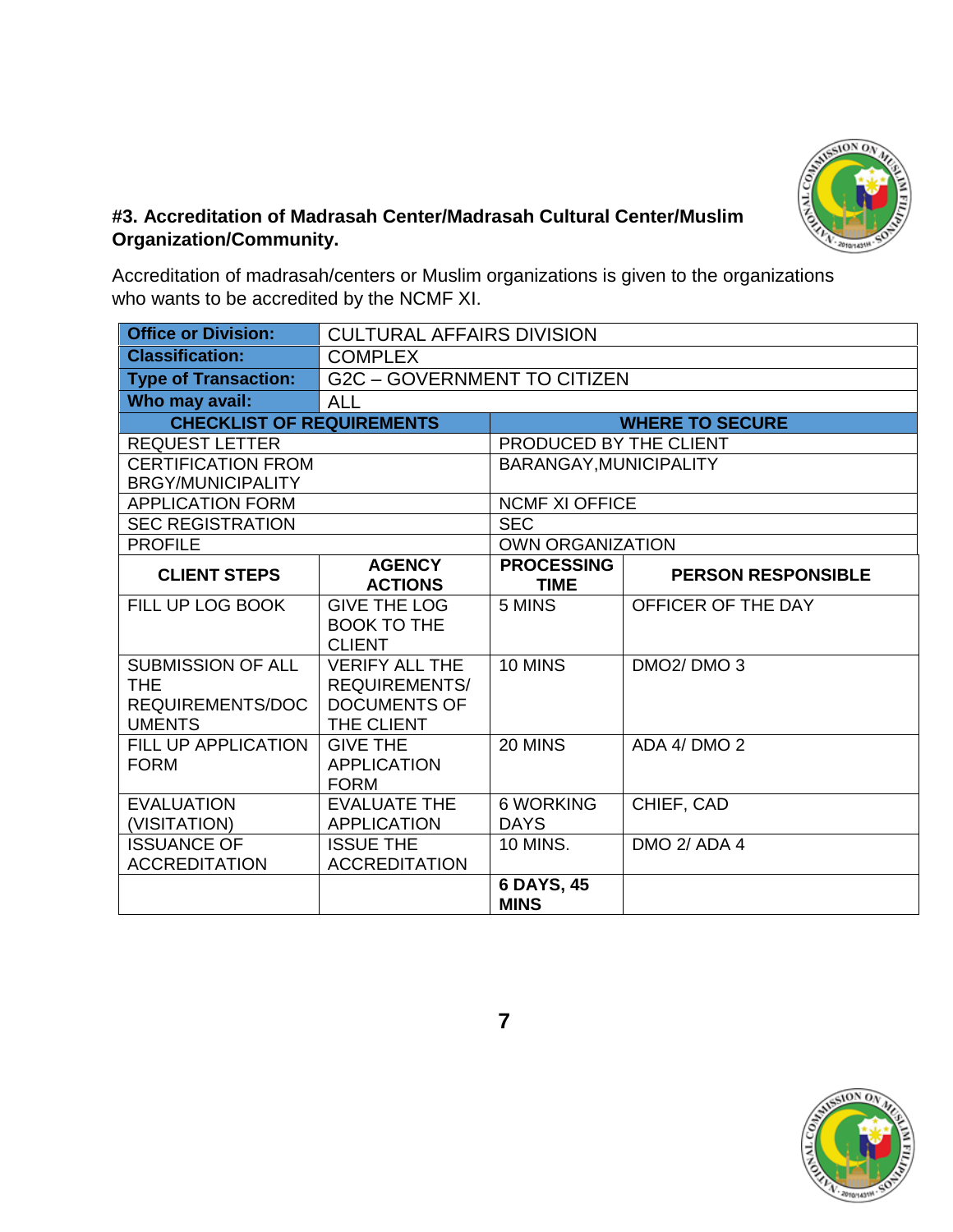### #3. Accreditation of Madrasah Center/Madrasah Cultural Center/Muslim Organization/Community.

Accreditation of madrasah/centers or Muslim organizations is given to the organizations who wants to be accredited by the NCMF XI.

| **Office or Division:** | CULTURAL AFFAIRS DIVISION | | |
|---|---|---|---|
| **Classification:** | COMPLEX | | |
| **Type of Transaction:** | G2C – GOVERNMENT TO CITIZEN | | |
| **Who may avail:** | ALL | | |
| **CHECKLIST OF REQUIREMENTS** | | **WHERE TO SECURE** | |
| REQUEST LETTER | | PRODUCED BY THE CLIENT | |
| CERTIFICATION FROM BRGY/MUNICIPALITY | | BARANGAY,MUNICIPALITY | |
| APPLICATION FORM | | NCMF XI OFFICE | |
| SEC REGISTRATION | | SEC | |
| PROFILE | | OWN ORGANIZATION | |
| **CLIENT STEPS** | **AGENCY ACTIONS** | **PROCESSING TIME** | **PERSON RESPONSIBLE** |
| FILL UP LOG BOOK | GIVE THE LOG BOOK TO THE CLIENT | 5 MINS | OFFICER OF THE DAY |
| SUBMISSION OF ALL THE REQUIREMENTS/DOCUMENTS | VERIFY ALL THE REQUIREMENTS/ DOCUMENTS OF THE CLIENT | 10 MINS | DMO2/ DMO 3 |
| FILL UP APPLICATION FORM | GIVE THE APPLICATION FORM | 20 MINS | ADA 4/ DMO 2 |
| EVALUATION (VISITATION) | EVALUATE THE APPLICATION | 6 WORKING DAYS | CHIEF, CAD |
| ISSUANCE OF ACCREDITATION | ISSUE THE ACCREDITATION | 10 MINS. | DMO 2/ ADA 4 |
| | | **6 DAYS, 45 MINS** | |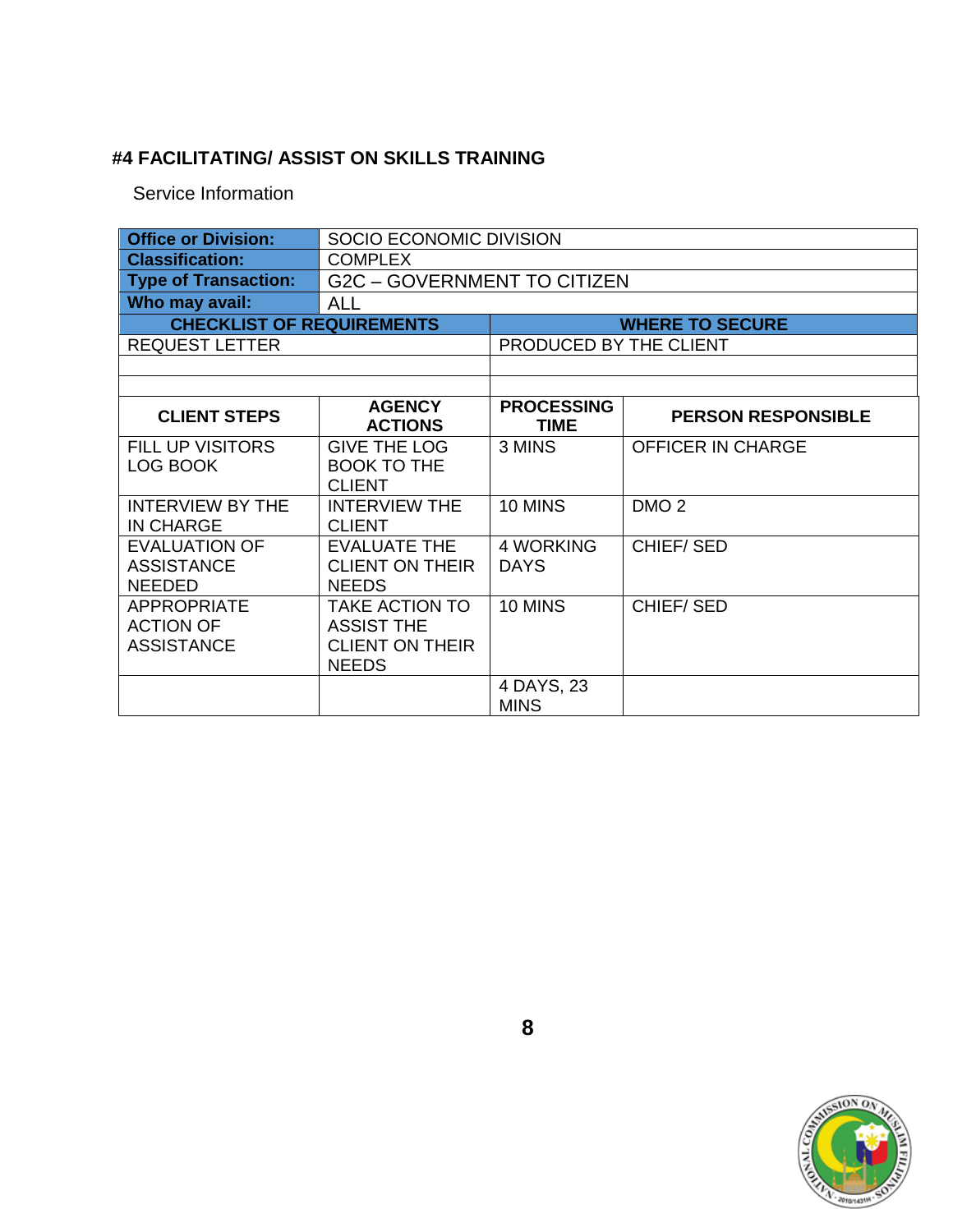## #4 FACILITATING/ ASSIST ON SKILLS TRAINING

Service Information

| **Office or Division:** | SOCIO ECONOMIC DIVISION |
|---|---|
| **Classification:** | COMPLEX |
| **Type of Transaction:** | G2C – GOVERNMENT TO CITIZEN |
| **Who may avail:** | ALL |

| **CHECKLIST OF REQUIREMENTS** | **WHERE TO SECURE** |
|---|---|
| REQUEST LETTER | PRODUCED BY THE CLIENT |
| | |
| | |

| **CLIENT STEPS** | **AGENCY ACTIONS** | **PROCESSING TIME** | **PERSON RESPONSIBLE** |
|---|---|---|---|
| FILL UP VISITORS LOG BOOK | GIVE THE LOG BOOK TO THE CLIENT | 3 MINS | OFFICER IN CHARGE |
| INTERVIEW BY THE IN CHARGE | INTERVIEW THE CLIENT | 10 MINS | DMO 2 |
| EVALUATION OF ASSISTANCE NEEDED | EVALUATE THE CLIENT ON THEIR NEEDS | 4 WORKING DAYS | CHIEF/ SED |
| APPROPRIATE ACTION OF ASSISTANCE | TAKE ACTION TO ASSIST THE CLIENT ON THEIR NEEDS | 10 MINS | CHIEF/ SED |
| | | 4 DAYS, 23 MINS | |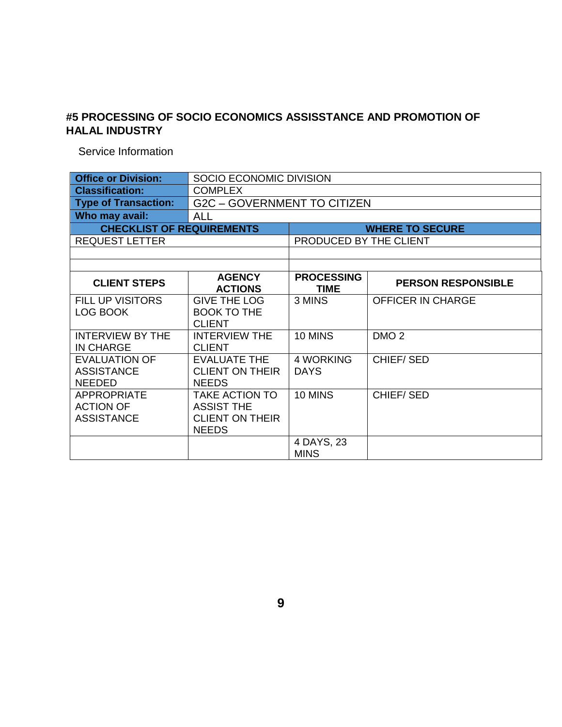## #5 PROCESSING OF SOCIO ECONOMICS ASSISSTANCE AND PROMOTION OF HALAL INDUSTRY

Service Information

| **Office or Division:** | SOCIO ECONOMIC DIVISION | | |
|---|---|---|---|
| **Classification:** | COMPLEX | | |
| **Type of Transaction:** | G2C – GOVERNMENT TO CITIZEN | | |
| **Who may avail:** | ALL | | |
| **CHECKLIST OF REQUIREMENTS** | | **WHERE TO SECURE** | |
| REQUEST LETTER | | PRODUCED BY THE CLIENT | |
| | | | |
| | | | |
| **CLIENT STEPS** | **AGENCY ACTIONS** | **PROCESSING TIME** | **PERSON RESPONSIBLE** |
| FILL UP VISITORS LOG BOOK | GIVE THE LOG BOOK TO THE CLIENT | 3 MINS | OFFICER IN CHARGE |
| INTERVIEW BY THE IN CHARGE | INTERVIEW THE CLIENT | 10 MINS | DMO 2 |
| EVALUATION OF ASSISTANCE NEEDED | EVALUATE THE CLIENT ON THEIR NEEDS | 4 WORKING DAYS | CHIEF/ SED |
| APPROPRIATE ACTION OF ASSISTANCE | TAKE ACTION TO ASSIST THE CLIENT ON THEIR NEEDS | 10 MINS | CHIEF/ SED |
| | | 4 DAYS, 23 MINS | |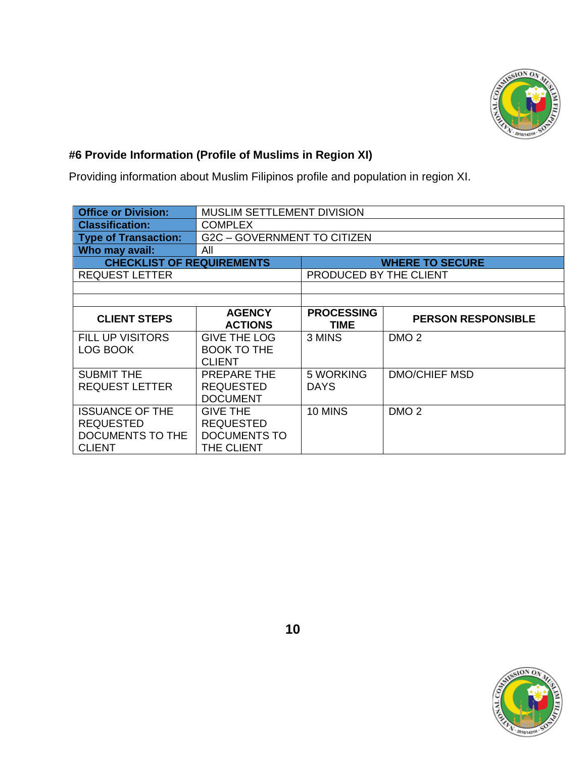#### #6 Provide Information (Profile of Muslims in Region XI)

Providing information about Muslim Filipinos profile and population in region XI.

| **Office or Division:** | MUSLIM SETTLEMENT DIVISION | | |
|---|---|---|---|
| **Classification:** | COMPLEX | | |
| **Type of Transaction:** | G2C – GOVERNMENT TO CITIZEN | | |
| **Who may avail:** | All | | |
| **CHECKLIST OF REQUIREMENTS** | | **WHERE TO SECURE** | |
| REQUEST LETTER | | PRODUCED BY THE CLIENT | |
| | | | |
| | | | |
| **CLIENT STEPS** | **AGENCY ACTIONS** | **PROCESSING TIME** | **PERSON RESPONSIBLE** |
| FILL UP VISITORS LOG BOOK | GIVE THE LOG BOOK TO THE CLIENT | 3 MINS | DMO 2 |
| SUBMIT THE REQUEST LETTER | PREPARE THE REQUESTED DOCUMENT | 5 WORKING DAYS | DMO/CHIEF MSD |
| ISSUANCE OF THE REQUESTED DOCUMENTS TO THE CLIENT | GIVE THE REQUESTED DOCUMENTS TO THE CLIENT | 10 MINS | DMO 2 |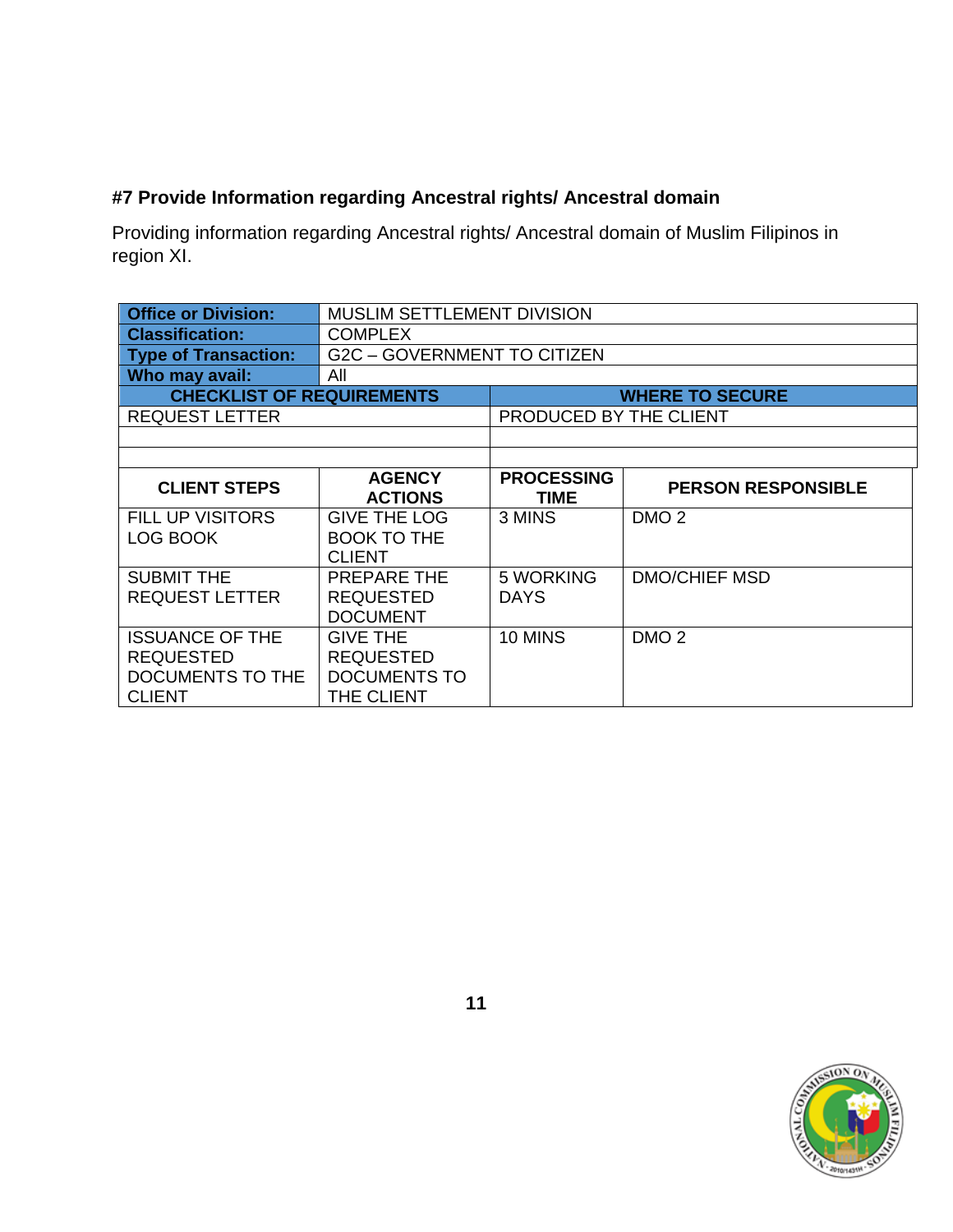### #7 Provide Information regarding Ancestral rights/ Ancestral domain

Providing information regarding Ancestral rights/ Ancestral domain of Muslim Filipinos in region XI.

| **Office or Division:** | MUSLIM SETTLEMENT DIVISION | | |
|---|---|---|---|
| **Classification:** | COMPLEX | | |
| **Type of Transaction:** | G2C – GOVERNMENT TO CITIZEN | | |
| **Who may avail:** | All | | |
| **CHECKLIST OF REQUIREMENTS** | | **WHERE TO SECURE** | |
| REQUEST LETTER | | PRODUCED BY THE CLIENT | |
| | | | |
| | | | |
| **CLIENT STEPS** | **AGENCY ACTIONS** | **PROCESSING TIME** | **PERSON RESPONSIBLE** |
| FILL UP VISITORS LOG BOOK | GIVE THE LOG BOOK TO THE CLIENT | 3 MINS | DMO 2 |
| SUBMIT THE REQUEST LETTER | PREPARE THE REQUESTED DOCUMENT | 5 WORKING DAYS | DMO/CHIEF MSD |
| ISSUANCE OF THE REQUESTED DOCUMENTS TO THE CLIENT | GIVE THE REQUESTED DOCUMENTS TO THE CLIENT | 10 MINS | DMO 2 |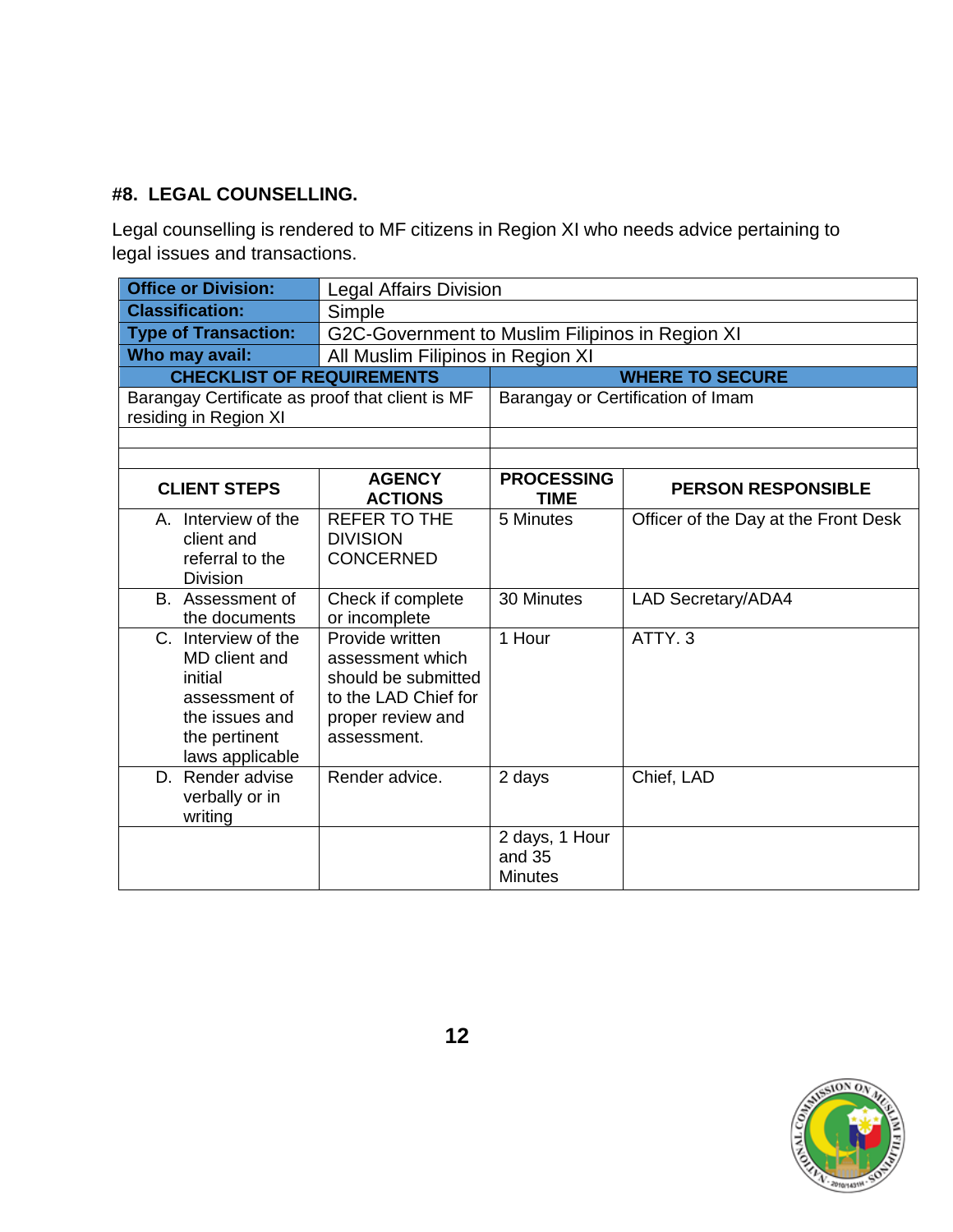#### #8. LEGAL COUNSELLING.

Legal counselling is rendered to MF citizens in Region XI who needs advice pertaining to legal issues and transactions.

| **Office or Division:** | Legal Affairs Division |
|---|---|
| **Classification:** | Simple |
| **Type of Transaction:** | G2C-Government to Muslim Filipinos in Region XI |
| **Who may avail:** | All Muslim Filipinos in Region XI |

| **CHECKLIST OF REQUIREMENTS** | **WHERE TO SECURE** |
|---|---|
| Barangay Certificate as proof that client is MF residing in Region XI | Barangay or Certification of Imam |
| | |
| | |

| **CLIENT STEPS** | **AGENCY ACTIONS** | **PROCESSING TIME** | **PERSON RESPONSIBLE** |
|---|---|---|---|
| A. Interview of the client and referral to the Division | REFER TO THE DIVISION CONCERNED | 5 Minutes | Officer of the Day at the Front Desk |
| B. Assessment of the documents | Check if complete or incomplete | 30 Minutes | LAD Secretary/ADA4 |
| C. Interview of the MD client and initial assessment of the issues and the pertinent laws applicable | Provide written assessment which should be submitted to the LAD Chief for proper review and assessment. | 1 Hour | ATTY. 3 |
| D. Render advise verbally or in writing | Render advice. | 2 days | Chief, LAD |
| | | 2 days, 1 Hour and 35 Minutes | |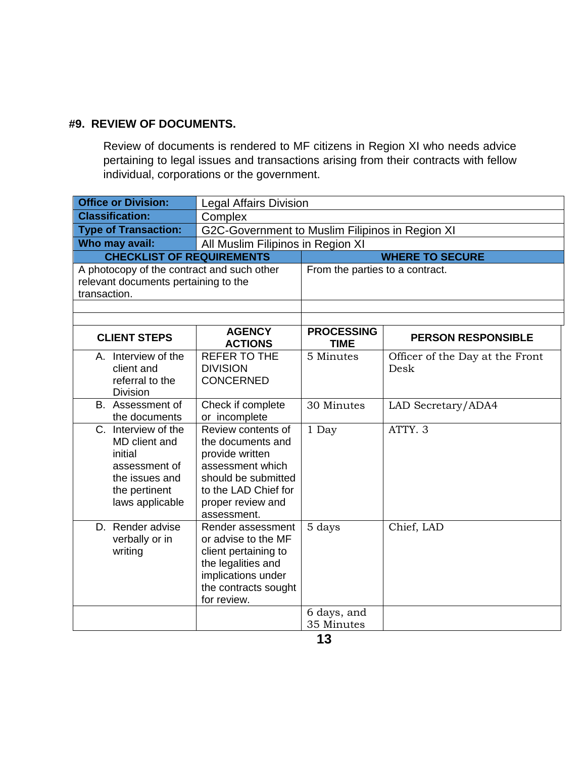### #9. REVIEW OF DOCUMENTS.

Review of documents is rendered to MF citizens in Region XI who needs advice pertaining to legal issues and transactions arising from their contracts with fellow individual, corporations or the government.

| **Office or Division:** | Legal Affairs Division | | |
|---|---|---|---|
| **Classification:** | Complex | | |
| **Type of Transaction:** | G2C-Government to Muslim Filipinos in Region XI | | |
| **Who may avail:** | All Muslim Filipinos in Region XI | | |
| **CHECKLIST OF REQUIREMENTS** | | **WHERE TO SECURE** | |
| A photocopy of the contract and such other relevant documents pertaining to the transaction. | | From the parties to a contract. | |
| | | | |
| | | | |
| **CLIENT STEPS** | **AGENCY ACTIONS** | **PROCESSING TIME** | **PERSON RESPONSIBLE** |
| A. Interview of the client and referral to the Division | REFER TO THE DIVISION CONCERNED | 5 Minutes | Officer of the Day at the Front Desk |
| B. Assessment of the documents | Check if complete or incomplete | 30 Minutes | LAD Secretary/ADA4 |
| C. Interview of the MD client and initial assessment of the issues and the pertinent laws applicable | Review contents of the documents and provide written assessment which should be submitted to the LAD Chief for proper review and assessment. | 1 Day | ATTY. 3 |
| D. Render advise verbally or in writing | Render assessment or advise to the MF client pertaining to the legalities and implications under the contracts sought for review. | 5 days | Chief, LAD |
| | | 6 days, and 35 Minutes | |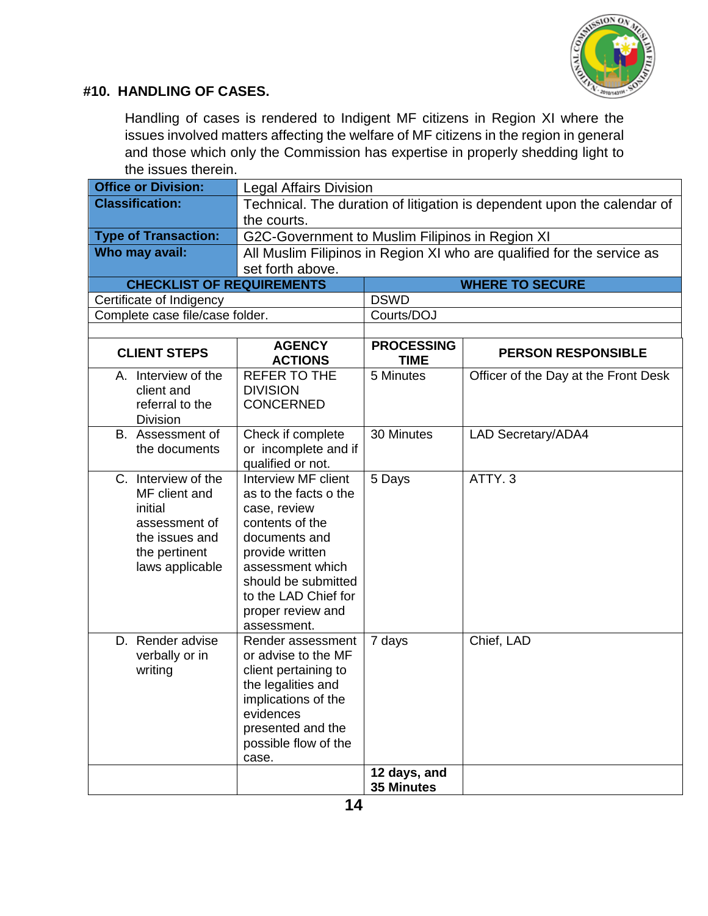## #10. HANDLING OF CASES.

Handling of cases is rendered to Indigent MF citizens in Region XI where the issues involved matters affecting the welfare of MF citizens in the region in general and those which only the Commission has expertise in properly shedding light to the issues therein.

| **Office or Division:** | Legal Affairs Division |
|---|---|
| **Classification:** | Technical. The duration of litigation is dependent upon the calendar of the courts. |
| **Type of Transaction:** | G2C-Government to Muslim Filipinos in Region XI |
| **Who may avail:** | All Muslim Filipinos in Region XI who are qualified for the service as set forth above. |

| CHECKLIST OF REQUIREMENTS | WHERE TO SECURE |
|---|---|
| Certificate of Indigency | DSWD |
| Complete case file/case folder. | Courts/DOJ |
| | |

| CLIENT STEPS | AGENCY ACTIONS | PROCESSING TIME | PERSON RESPONSIBLE |
|---|---|---|---|
| A. Interview of the client and referral to the Division | REFER TO THE DIVISION CONCERNED | 5 Minutes | Officer of the Day at the Front Desk |
| B. Assessment of the documents | Check if complete or incomplete and if qualified or not. | 30 Minutes | LAD Secretary/ADA4 |
| C. Interview of the MF client and initial assessment of the issues and the pertinent laws applicable | Interview MF client as to the facts o the case, review contents of the documents and provide written assessment which should be submitted to the LAD Chief for proper review and assessment. | 5 Days | ATTY. 3 |
| D. Render advise verbally or in writing | Render assessment or advise to the MF client pertaining to the legalities and implications of the evidences presented and the possible flow of the case. | 7 days | Chief, LAD |
| | | **12 days, and 35 Minutes** | |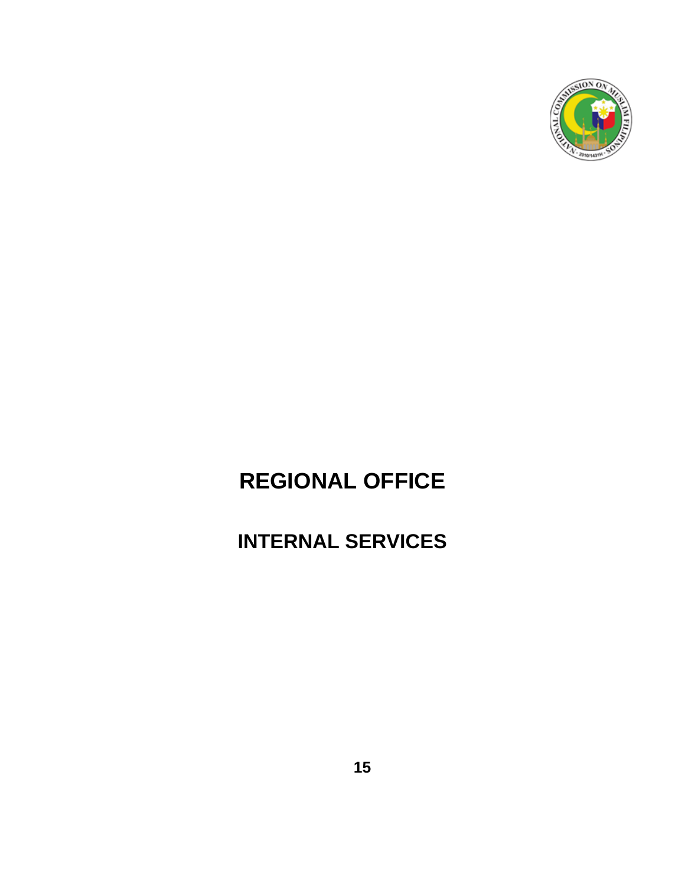# REGIONAL OFFICE

## INTERNAL SERVICES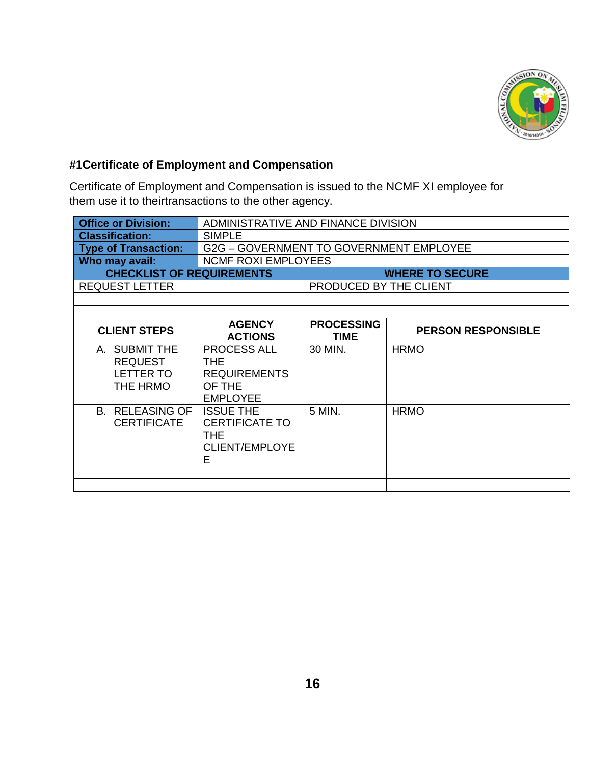### #1Certificate of Employment and Compensation

Certificate of Employment and Compensation is issued to the NCMF XI employee for them use it to theirtransactions to the other agency.

| **Office or Division:** | ADMINISTRATIVE AND FINANCE DIVISION |
|---|---|
| **Classification:** | SIMPLE |
| **Type of Transaction:** | G2G – GOVERNMENT TO GOVERNMENT EMPLOYEE |
| **Who may avail:** | NCMF ROXI EMPLOYEES |

| **CHECKLIST OF REQUIREMENTS** | **WHERE TO SECURE** |
|---|---|
| REQUEST LETTER | PRODUCED BY THE CLIENT |
| | |
| | |

| **CLIENT STEPS** | **AGENCY ACTIONS** | **PROCESSING TIME** | **PERSON RESPONSIBLE** |
|---|---|---|---|
| A. SUBMIT THE REQUEST LETTER TO THE HRMO | PROCESS ALL THE REQUIREMENTS OF THE EMPLOYEE | 30 MIN. | HRMO |
| B. RELEASING OF CERTIFICATE | ISSUE THE CERTIFICATE TO THE CLIENT/EMPLOYEE | 5 MIN. | HRMO |
| | | | |
| | | | |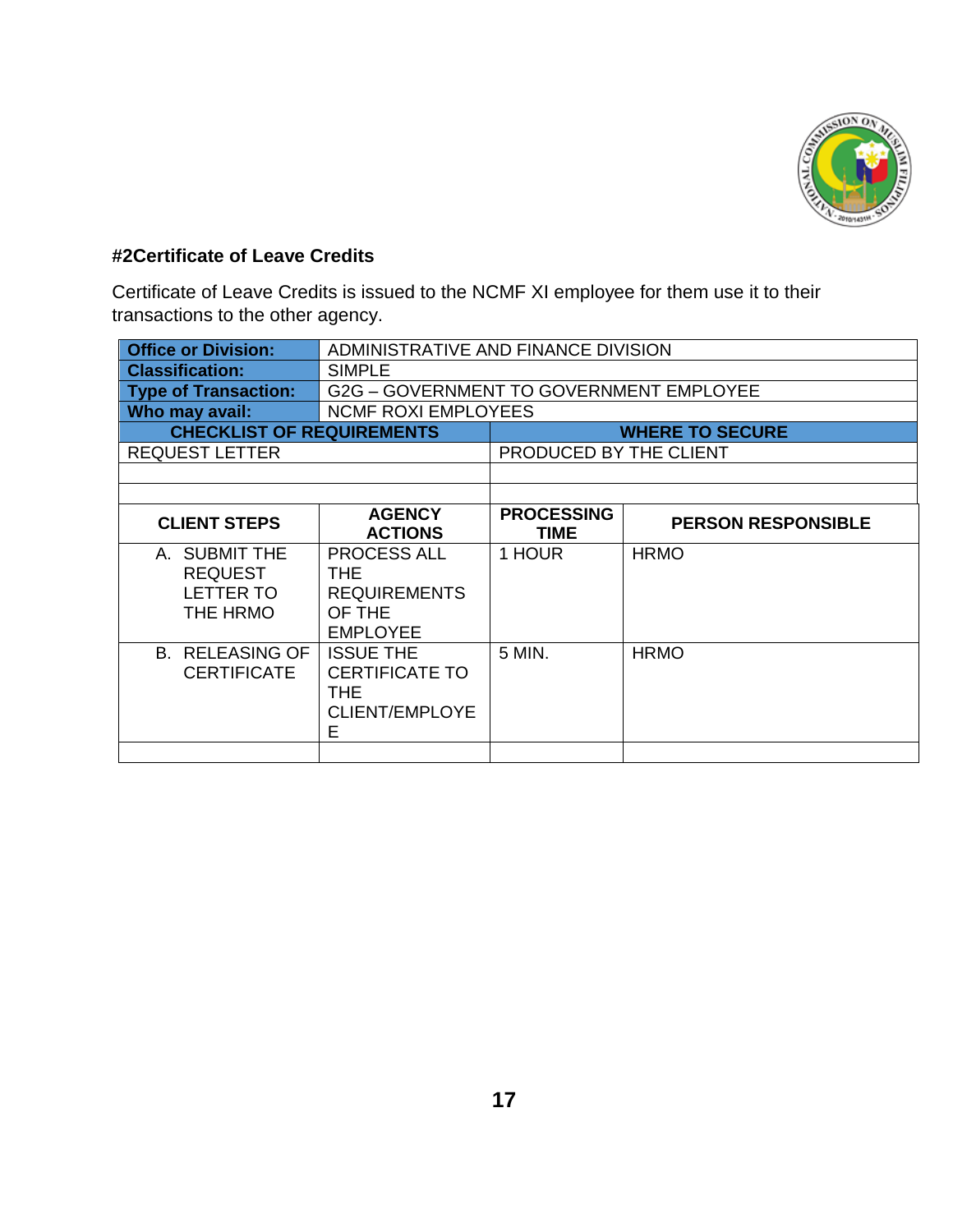### #2Certificate of Leave Credits

Certificate of Leave Credits is issued to the NCMF XI employee for them use it to their transactions to the other agency.

| **Office or Division:** | ADMINISTRATIVE AND FINANCE DIVISION | | |
|---|---|---|---|
| **Classification:** | SIMPLE | | |
| **Type of Transaction:** | G2G – GOVERNMENT TO GOVERNMENT EMPLOYEE | | |
| **Who may avail:** | NCMF ROXI EMPLOYEES | | |
| **CHECKLIST OF REQUIREMENTS** | | **WHERE TO SECURE** | |
| REQUEST LETTER | | PRODUCED BY THE CLIENT | |
| | | | |
| | | | |
| **CLIENT STEPS** | **AGENCY ACTIONS** | **PROCESSING TIME** | **PERSON RESPONSIBLE** |
| A. SUBMIT THE REQUEST LETTER TO THE HRMO | PROCESS ALL THE REQUIREMENTS OF THE EMPLOYEE | 1 HOUR | HRMO |
| B. RELEASING OF CERTIFICATE | ISSUE THE CERTIFICATE TO THE CLIENT/EMPLOYEE | 5 MIN. | HRMO |
| | | | |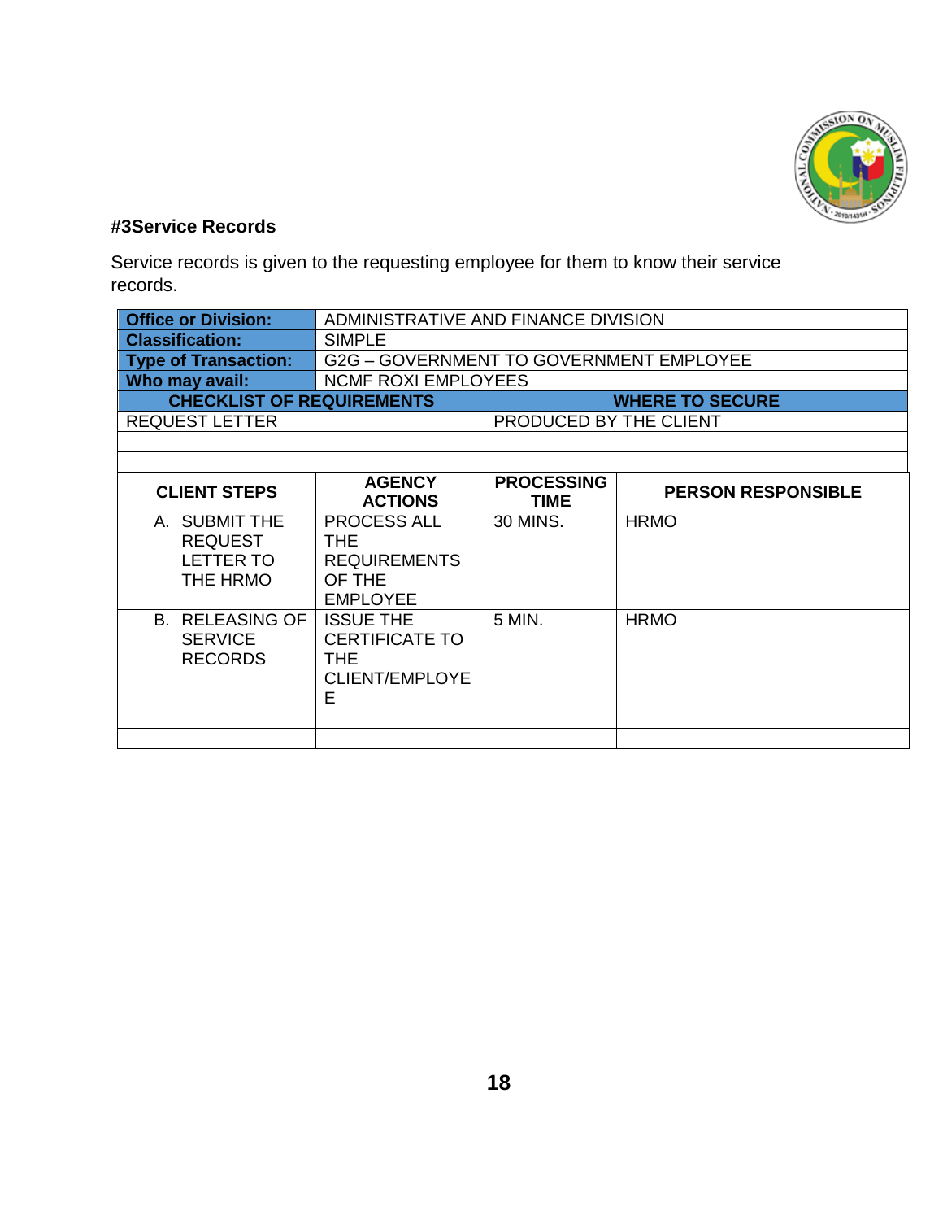### #3Service Records

Service records is given to the requesting employee for them to know their service records.

| **Office or Division:** | ADMINISTRATIVE AND FINANCE DIVISION |
|---|---|
| **Classification:** | SIMPLE |
| **Type of Transaction:** | G2G – GOVERNMENT TO GOVERNMENT EMPLOYEE |
| **Who may avail:** | NCMF ROXI EMPLOYEES |

| **CHECKLIST OF REQUIREMENTS** | **WHERE TO SECURE** |
|---|---|
| REQUEST LETTER | PRODUCED BY THE CLIENT |
| | |
| | |

| **CLIENT STEPS** | **AGENCY ACTIONS** | **PROCESSING TIME** | **PERSON RESPONSIBLE** |
|---|---|---|---|
| A. SUBMIT THE REQUEST LETTER TO THE HRMO | PROCESS ALL THE REQUIREMENTS OF THE EMPLOYEE | 30 MINS. | HRMO |
| B. RELEASING OF SERVICE RECORDS | ISSUE THE CERTIFICATE TO THE CLIENT/EMPLOYEE | 5 MIN. | HRMO |
| | | | |
| | | | |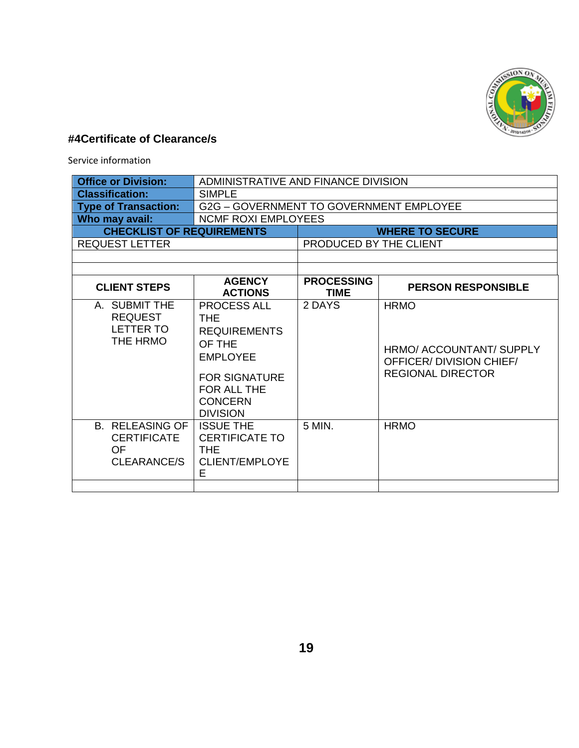#### #4Certificate of Clearance/s

Service information

| | |
|---|---|
| **Office or Division:** | ADMINISTRATIVE AND FINANCE DIVISION |
| **Classification:** | SIMPLE |
| **Type of Transaction:** | G2G – GOVERNMENT TO GOVERNMENT EMPLOYEE |
| **Who may avail:** | NCMF ROXI EMPLOYEES |

| **CHECKLIST OF REQUIREMENTS** | **WHERE TO SECURE** |
|---|---|
| REQUEST LETTER | PRODUCED BY THE CLIENT |
| | |
| | |

| **CLIENT STEPS** | **AGENCY ACTIONS** | **PROCESSING TIME** | **PERSON RESPONSIBLE** |
|---|---|---|---|
| A. SUBMIT THE REQUEST LETTER TO THE HRMO | PROCESS ALL THE REQUIREMENTS OF THE EMPLOYEE<br><br>FOR SIGNATURE FOR ALL THE CONCERN DIVISION | 2 DAYS | HRMO<br><br>HRMO/ ACCOUNTANT/ SUPPLY OFFICER/ DIVISION CHIEF/ REGIONAL DIRECTOR |
| B. RELEASING OF CERTIFICATE OF CLEARANCE/S | ISSUE THE CERTIFICATE TO THE CLIENT/EMPLOYEE | 5 MIN. | HRMO |
| | | | |